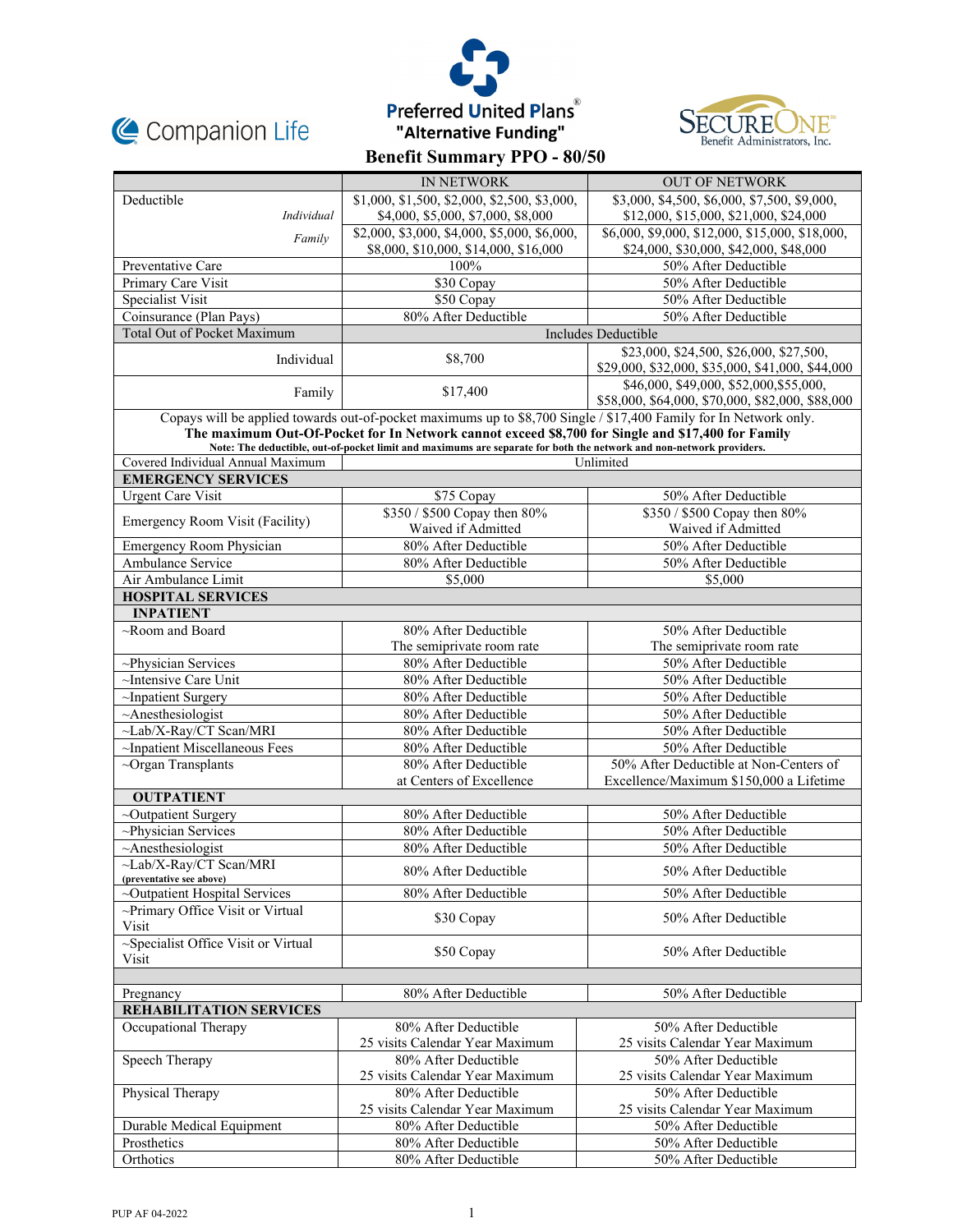Companion Life

Preferred United Plans®
"Alternative Funding"

SecureOne Benefit Administrators, Inc.

# Benefit Summary PPO - 80/50

| | IN NETWORK | OUT OF NETWORK |
|---|---|---|
| Deductible *Individual* | $1,000, $1,500, $2,000, $2,500, $3,000, $4,000, $5,000, $7,000, $8,000 | $3,000, $4,500, $6,000, $7,500, $9,000, $12,000, $15,000, $21,000, $24,000 |
| *Family* | $2,000, $3,000, $4,000, $5,000, $6,000, $8,000, $10,000, $14,000, $16,000 | $6,000, $9,000, $12,000, $15,000, $18,000, $24,000, $30,000, $42,000, $48,000 |
| Preventative Care | 100% | 50% After Deductible |
| Primary Care Visit | $30 Copay | 50% After Deductible |
| Specialist Visit | $50 Copay | 50% After Deductible |
| Coinsurance (Plan Pays) | 80% After Deductible | 50% After Deductible |
| Total Out of Pocket Maximum | Includes Deductible | |
| Individual | $8,700 | $23,000, $24,500, $26,000, $27,500, $29,000, $32,000, $35,000, $41,000, $44,000 |
| Family | $17,400 | $46,000, $49,000, $52,000,$55,000, $58,000, $64,000, $70,000, $82,000, $88,000 |
| Copays will be applied towards out-of-pocket maximums up to $8,700 Single / $17,400 Family for In Network only. **The maximum Out-Of-Pocket for In Network cannot exceed $8,700 for Single and $17,400 for Family** **Note: The deductible, out-of-pocket limit and maximums are separate for both the network and non-network providers.** | | |
| Covered Individual Annual Maximum | Unlimited | |
| **EMERGENCY SERVICES** | | |
| Urgent Care Visit | $75 Copay | 50% After Deductible |
| Emergency Room Visit (Facility) | $350 / $500 Copay then 80% Waived if Admitted | $350 / $500 Copay then 80% Waived if Admitted |
| Emergency Room Physician | 80% After Deductible | 50% After Deductible |
| Ambulance Service | 80% After Deductible | 50% After Deductible |
| Air Ambulance Limit | $5,000 | $5,000 |
| **HOSPITAL SERVICES** | | |
| **INPATIENT** | | |
| ~Room and Board | 80% After Deductible The semiprivate room rate | 50% After Deductible The semiprivate room rate |
| ~Physician Services | 80% After Deductible | 50% After Deductible |
| ~Intensive Care Unit | 80% After Deductible | 50% After Deductible |
| ~Inpatient Surgery | 80% After Deductible | 50% After Deductible |
| ~Anesthesiologist | 80% After Deductible | 50% After Deductible |
| ~Lab/X-Ray/CT Scan/MRI | 80% After Deductible | 50% After Deductible |
| ~Inpatient Miscellaneous Fees | 80% After Deductible | 50% After Deductible |
| ~Organ Transplants | 80% After Deductible at Centers of Excellence | 50% After Deductible at Non-Centers of Excellence/Maximum $150,000 a Lifetime |
| **OUTPATIENT** | | |
| ~Outpatient Surgery | 80% After Deductible | 50% After Deductible |
| ~Physician Services | 80% After Deductible | 50% After Deductible |
| ~Anesthesiologist | 80% After Deductible | 50% After Deductible |
| ~Lab/X-Ray/CT Scan/MRI **(preventative see above)** | 80% After Deductible | 50% After Deductible |
| ~Outpatient Hospital Services | 80% After Deductible | 50% After Deductible |
| ~Primary Office Visit or Virtual Visit | $30 Copay | 50% After Deductible |
| ~Specialist Office Visit or Virtual Visit | $50 Copay | 50% After Deductible |
| | | |
| Pregnancy | 80% After Deductible | 50% After Deductible |
| **REHABILITATION SERVICES** | | |
| Occupational Therapy | 80% After Deductible 25 visits Calendar Year Maximum | 50% After Deductible 25 visits Calendar Year Maximum |
| Speech Therapy | 80% After Deductible 25 visits Calendar Year Maximum | 50% After Deductible 25 visits Calendar Year Maximum |
| Physical Therapy | 80% After Deductible 25 visits Calendar Year Maximum | 50% After Deductible 25 visits Calendar Year Maximum |
| Durable Medical Equipment | 80% After Deductible | 50% After Deductible |
| Prosthetics | 80% After Deductible | 50% After Deductible |
| Orthotics | 80% After Deductible | 50% After Deductible |

PUP AF 04-2022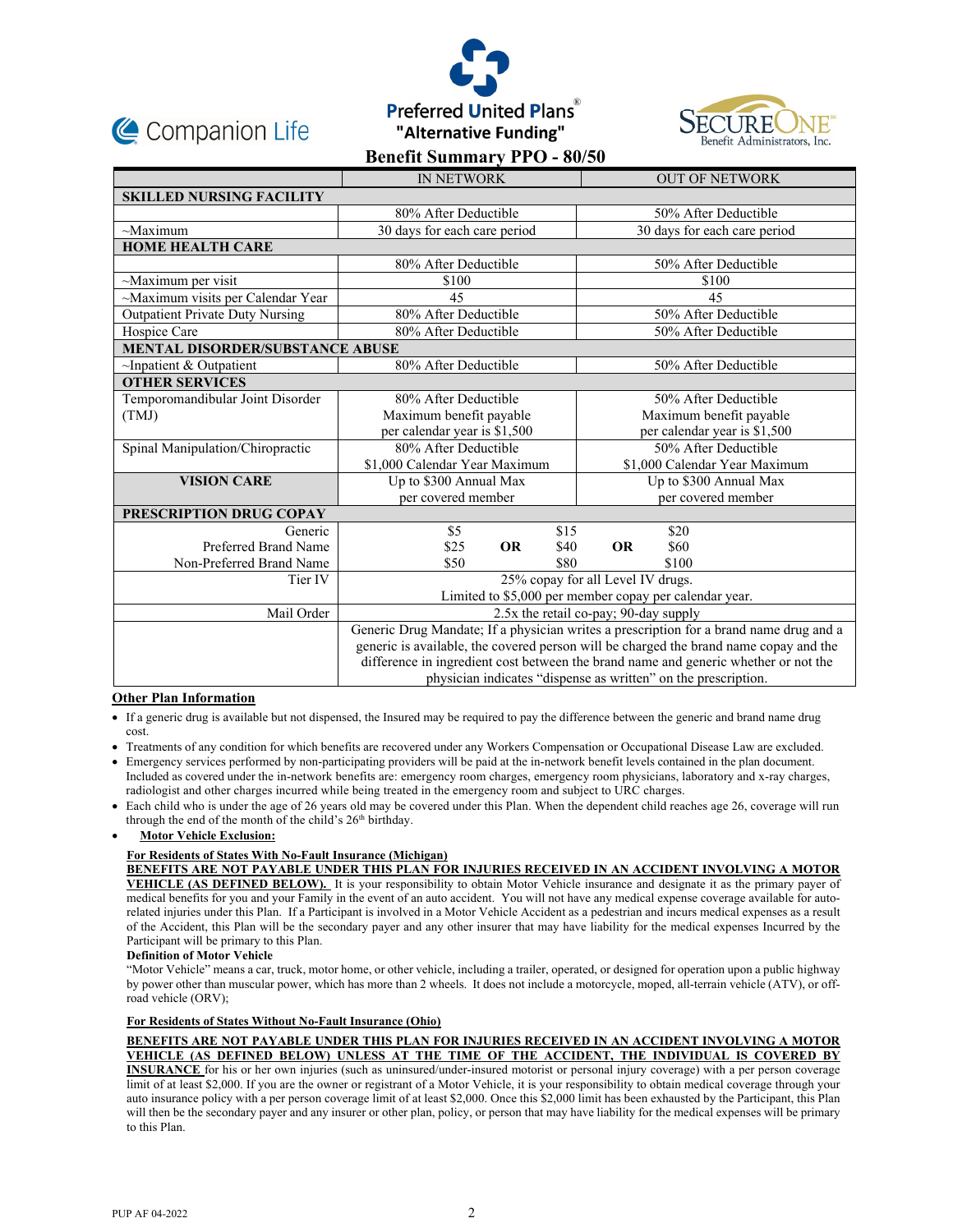Companion Life

Preferred United Plans®
"Alternative Funding"

SECUREONE Benefit Administrators, Inc.

# Benefit Summary PPO - 80/50

| | IN NETWORK | OUT OF NETWORK |
|---|---|---|
| **SKILLED NURSING FACILITY** | | |
| | 80% After Deductible | 50% After Deductible |
| ~Maximum | 30 days for each care period | 30 days for each care period |
| **HOME HEALTH CARE** | | |
| | 80% After Deductible | 50% After Deductible |
| ~Maximum per visit | $100 | $100 |
| ~Maximum visits per Calendar Year | 45 | 45 |
| Outpatient Private Duty Nursing | 80% After Deductible | 50% After Deductible |
| Hospice Care | 80% After Deductible | 50% After Deductible |
| **MENTAL DISORDER/SUBSTANCE ABUSE** | | |
| ~Inpatient & Outpatient | 80% After Deductible | 50% After Deductible |
| **OTHER SERVICES** | | |
| Temporomandibular Joint Disorder (TMJ) | 80% After Deductible Maximum benefit payable per calendar year is $1,500 | 50% After Deductible Maximum benefit payable per calendar year is $1,500 |
| Spinal Manipulation/Chiropractic | 80% After Deductible $1,000 Calendar Year Maximum | 50% After Deductible $1,000 Calendar Year Maximum |
| **VISION CARE** | Up to $300 Annual Max per covered member | Up to $300 Annual Max per covered member |
| **PRESCRIPTION DRUG COPAY** | | |
| Generic | $5 **OR** $15 | **OR** $20 |
| Preferred Brand Name | $25 **OR** $40 | **OR** $60 |
| Non-Preferred Brand Name | $50 **OR** $80 | **OR** $100 |
| Tier IV | 25% copay for all Level IV drugs. Limited to $5,000 per member copay per calendar year. | |
| Mail Order | 2.5x the retail co-pay; 90-day supply | |
| | Generic Drug Mandate; If a physician writes a prescription for a brand name drug and a generic is available, the covered person will be charged the brand name copay and the difference in ingredient cost between the brand name and generic whether or not the physician indicates "dispense as written" on the prescription. | |

## Other Plan Information

- If a generic drug is available but not dispensed, the Insured may be required to pay the difference between the generic and brand name drug cost.
- Treatments of any condition for which benefits are recovered under any Workers Compensation or Occupational Disease Law are excluded.
- Emergency services performed by non-participating providers will be paid at the in-network benefit levels contained in the plan document. Included as covered under the in-network benefits are: emergency room charges, emergency room physicians, laboratory and x-ray charges, radiologist and other charges incurred while being treated in the emergency room and subject to URC charges.
- Each child who is under the age of 26 years old may be covered under this Plan. When the dependent child reaches age 26, coverage will run through the end of the month of the child's 26th birthday.
- **Motor Vehicle Exclusion:**

**For Residents of States With No-Fault Insurance (Michigan)**

**BENEFITS ARE NOT PAYABLE UNDER THIS PLAN FOR INJURIES RECEIVED IN AN ACCIDENT INVOLVING A MOTOR VEHICLE (AS DEFINED BELOW).** It is your responsibility to obtain Motor Vehicle insurance and designate it as the primary payer of medical benefits for you and your Family in the event of an auto accident. You will not have any medical expense coverage available for auto-related injuries under this Plan. If a Participant is involved in a Motor Vehicle Accident as a pedestrian and incurs medical expenses as a result of the Accident, this Plan will be the secondary payer and any other insurer that may have liability for the medical expenses Incurred by the Participant will be primary to this Plan.

**Definition of Motor Vehicle**

"Motor Vehicle" means a car, truck, motor home, or other vehicle, including a trailer, operated, or designed for operation upon a public highway by power other than muscular power, which has more than 2 wheels. It does not include a motorcycle, moped, all-terrain vehicle (ATV), or off-road vehicle (ORV);

**For Residents of States Without No-Fault Insurance (Ohio)**

**BENEFITS ARE NOT PAYABLE UNDER THIS PLAN FOR INJURIES RECEIVED IN AN ACCIDENT INVOLVING A MOTOR VEHICLE (AS DEFINED BELOW) UNLESS AT THE TIME OF THE ACCIDENT, THE INDIVIDUAL IS COVERED BY INSURANCE** for his or her own injuries (such as uninsured/under-insured motorist or personal injury coverage) with a per person coverage limit of at least $2,000. If you are the owner or registrant of a Motor Vehicle, it is your responsibility to obtain medical coverage through your auto insurance policy with a per person coverage limit of at least $2,000. Once this $2,000 limit has been exhausted by the Participant, this Plan will then be the secondary payer and any insurer or other plan, policy, or person that may have liability for the medical expenses will be primary to this Plan.

PUP AF 04-2022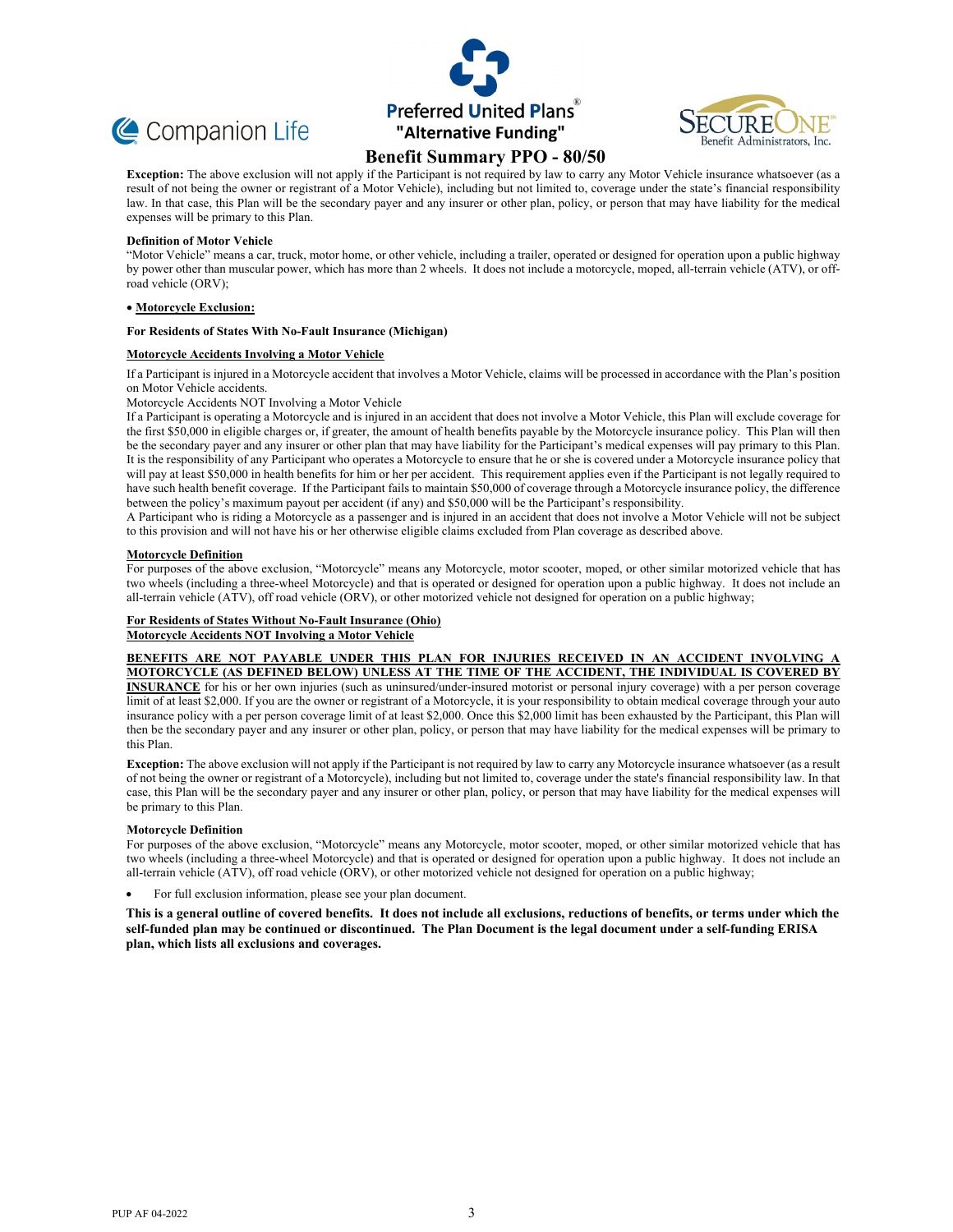Companion Life

Preferred United Plans®
"Alternative Funding"

SecureOne Benefit Administrators, Inc.

# Benefit Summary PPO - 80/50

**Exception:** The above exclusion will not apply if the Participant is not required by law to carry any Motor Vehicle insurance whatsoever (as a result of not being the owner or registrant of a Motor Vehicle), including but not limited to, coverage under the state's financial responsibility law. In that case, this Plan will be the secondary payer and any insurer or other plan, policy, or person that may have liability for the medical expenses will be primary to this Plan.

**Definition of Motor Vehicle**

"Motor Vehicle" means a car, truck, motor home, or other vehicle, including a trailer, operated or designed for operation upon a public highway by power other than muscular power, which has more than 2 wheels. It does not include a motorcycle, moped, all-terrain vehicle (ATV), or off-road vehicle (ORV);

- **Motorcycle Exclusion:**

**For Residents of States With No-Fault Insurance (Michigan)**

**Motorcycle Accidents Involving a Motor Vehicle**

If a Participant is injured in a Motorcycle accident that involves a Motor Vehicle, claims will be processed in accordance with the Plan's position on Motor Vehicle accidents.

Motorcycle Accidents NOT Involving a Motor Vehicle

If a Participant is operating a Motorcycle and is injured in an accident that does not involve a Motor Vehicle, this Plan will exclude coverage for the first $50,000 in eligible charges or, if greater, the amount of health benefits payable by the Motorcycle insurance policy. This Plan will then be the secondary payer and any insurer or other plan that may have liability for the Participant's medical expenses will pay primary to this Plan. It is the responsibility of any Participant who operates a Motorcycle to ensure that he or she is covered under a Motorcycle insurance policy that will pay at least $50,000 in health benefits for him or her per accident. This requirement applies even if the Participant is not legally required to have such health benefit coverage. If the Participant fails to maintain $50,000 of coverage through a Motorcycle insurance policy, the difference between the policy's maximum payout per accident (if any) and $50,000 will be the Participant's responsibility.

A Participant who is riding a Motorcycle as a passenger and is injured in an accident that does not involve a Motor Vehicle will not be subject to this provision and will not have his or her otherwise eligible claims excluded from Plan coverage as described above.

**Motorcycle Definition**

For purposes of the above exclusion, "Motorcycle" means any Motorcycle, motor scooter, moped, or other similar motorized vehicle that has two wheels (including a three-wheel Motorcycle) and that is operated or designed for operation upon a public highway. It does not include an all-terrain vehicle (ATV), off road vehicle (ORV), or other motorized vehicle not designed for operation on a public highway;

**For Residents of States Without No-Fault Insurance (Ohio)**
**Motorcycle Accidents NOT Involving a Motor Vehicle**

**BENEFITS ARE NOT PAYABLE UNDER THIS PLAN FOR INJURIES RECEIVED IN AN ACCIDENT INVOLVING A MOTORCYCLE (AS DEFINED BELOW) UNLESS AT THE TIME OF THE ACCIDENT, THE INDIVIDUAL IS COVERED BY INSURANCE** for his or her own injuries (such as uninsured/under-insured motorist or personal injury coverage) with a per person coverage limit of at least $2,000. If you are the owner or registrant of a Motorcycle, it is your responsibility to obtain medical coverage through your auto insurance policy with a per person coverage limit of at least $2,000. Once this $2,000 limit has been exhausted by the Participant, this Plan will then be the secondary payer and any insurer or other plan, policy, or person that may have liability for the medical expenses will be primary to this Plan.

**Exception:** The above exclusion will not apply if the Participant is not required by law to carry any Motorcycle insurance whatsoever (as a result of not being the owner or registrant of a Motorcycle), including but not limited to, coverage under the state's financial responsibility law. In that case, this Plan will be the secondary payer and any insurer or other plan, policy, or person that may have liability for the medical expenses will be primary to this Plan.

**Motorcycle Definition**

For purposes of the above exclusion, "Motorcycle" means any Motorcycle, motor scooter, moped, or other similar motorized vehicle that has two wheels (including a three-wheel Motorcycle) and that is operated or designed for operation upon a public highway. It does not include an all-terrain vehicle (ATV), off road vehicle (ORV), or other motorized vehicle not designed for operation on a public highway;

- For full exclusion information, please see your plan document.

**This is a general outline of covered benefits. It does not include all exclusions, reductions of benefits, or terms under which the self-funded plan may be continued or discontinued. The Plan Document is the legal document under a self-funding ERISA plan, which lists all exclusions and coverages.**

PUP AF 04-2022